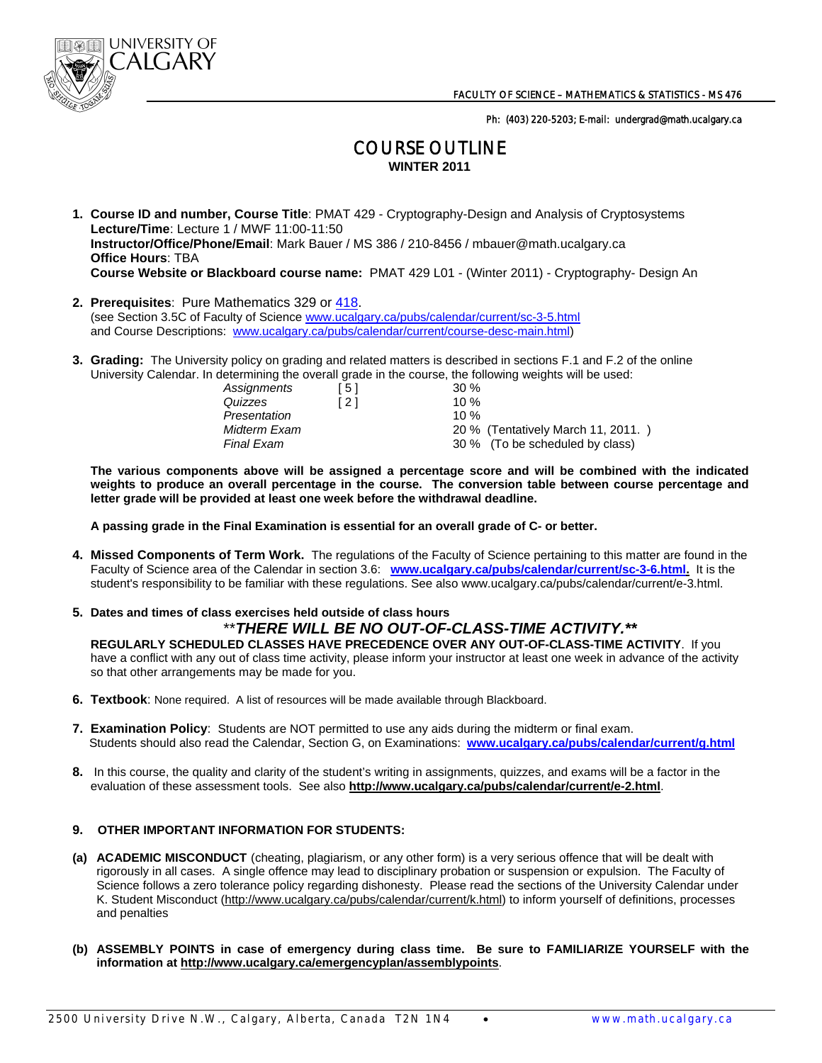UNIVERSITY OF CALGARY

FACULTY OF SCIENCE – MATHEMATICS & STATISTICS - MS 476

Ph: (403) 220-5203; E-mail: undergrad@math.ucalgary.ca

# COURSE OUTLINE

**WINTER 2011**

1. **Course ID and number, Course Title**: PMAT 429 - Cryptography-Design and Analysis of Cryptosystems
   **Lecture/Time**: Lecture 1 / MWF 11:00-11:50
   **Instructor/Office/Phone/Email**: Mark Bauer / MS 386 / 210-8456 / mbauer@math.ucalgary.ca
   **Office Hours**: TBA
   **Course Website or Blackboard course name:** PMAT 429 L01 - (Winter 2011) - Cryptography- Design An

2. **Prerequisites**: Pure Mathematics 329 or 418.
   (see Section 3.5C of Faculty of Science www.ucalgary.ca/pubs/calendar/current/sc-3-5.html
   and Course Descriptions: www.ucalgary.ca/pubs/calendar/current/course-desc-main.html)

3. **Grading:** The University policy on grading and related matters is described in sections F.1 and F.2 of the online University Calendar. In determining the overall grade in the course, the following weights will be used:

| | | |
|---|---|---|
| *Assignments* | [ 5 ] | 30 % |
| *Quizzes* | [ 2 ] | 10 % |
| *Presentation* | | 10 % |
| *Midterm Exam* | | 20 % (Tentatively March 11, 2011. ) |
| *Final Exam* | | 30 % (To be scheduled by class) |

   **The various components above will be assigned a percentage score and will be combined with the indicated weights to produce an overall percentage in the course. The conversion table between course percentage and letter grade will be provided at least one week before the withdrawal deadline.**

   **A passing grade in the Final Examination is essential for an overall grade of C- or better.**

4. **Missed Components of Term Work.** The regulations of the Faculty of Science pertaining to this matter are found in the Faculty of Science area of the Calendar in section 3.6: **www.ucalgary.ca/pubs/calendar/current/sc-3-6.html.** It is the student's responsibility to be familiar with these regulations. See also www.ucalgary.ca/pubs/calendar/current/e-3.html.

5. **Dates and times of class exercises held outside of class hours**

   ***THERE WILL BE NO OUT-OF-CLASS-TIME ACTIVITY.***

   **REGULARLY SCHEDULED CLASSES HAVE PRECEDENCE OVER ANY OUT-OF-CLASS-TIME ACTIVITY**. If you have a conflict with any out of class time activity, please inform your instructor at least one week in advance of the activity so that other arrangements may be made for you.

6. **Textbook**: None required. A list of resources will be made available through Blackboard.

7. **Examination Policy**: Students are NOT permitted to use any aids during the midterm or final exam. Students should also read the Calendar, Section G, on Examinations: **www.ucalgary.ca/pubs/calendar/current/g.html**

8. In this course, the quality and clarity of the student's writing in assignments, quizzes, and exams will be a factor in the evaluation of these assessment tools. See also **http://www.ucalgary.ca/pubs/calendar/current/e-2.html**.

## 9. OTHER IMPORTANT INFORMATION FOR STUDENTS:

**(a) ACADEMIC MISCONDUCT** (cheating, plagiarism, or any other form) is a very serious offence that will be dealt with rigorously in all cases. A single offence may lead to disciplinary probation or suspension or expulsion. The Faculty of Science follows a zero tolerance policy regarding dishonesty. Please read the sections of the University Calendar under K. Student Misconduct (http://www.ucalgary.ca/pubs/calendar/current/k.html) to inform yourself of definitions, processes and penalties

**(b) ASSEMBLY POINTS in case of emergency during class time. Be sure to FAMILIARIZE YOURSELF with the information at http://www.ucalgary.ca/emergencyplan/assemblypoints**.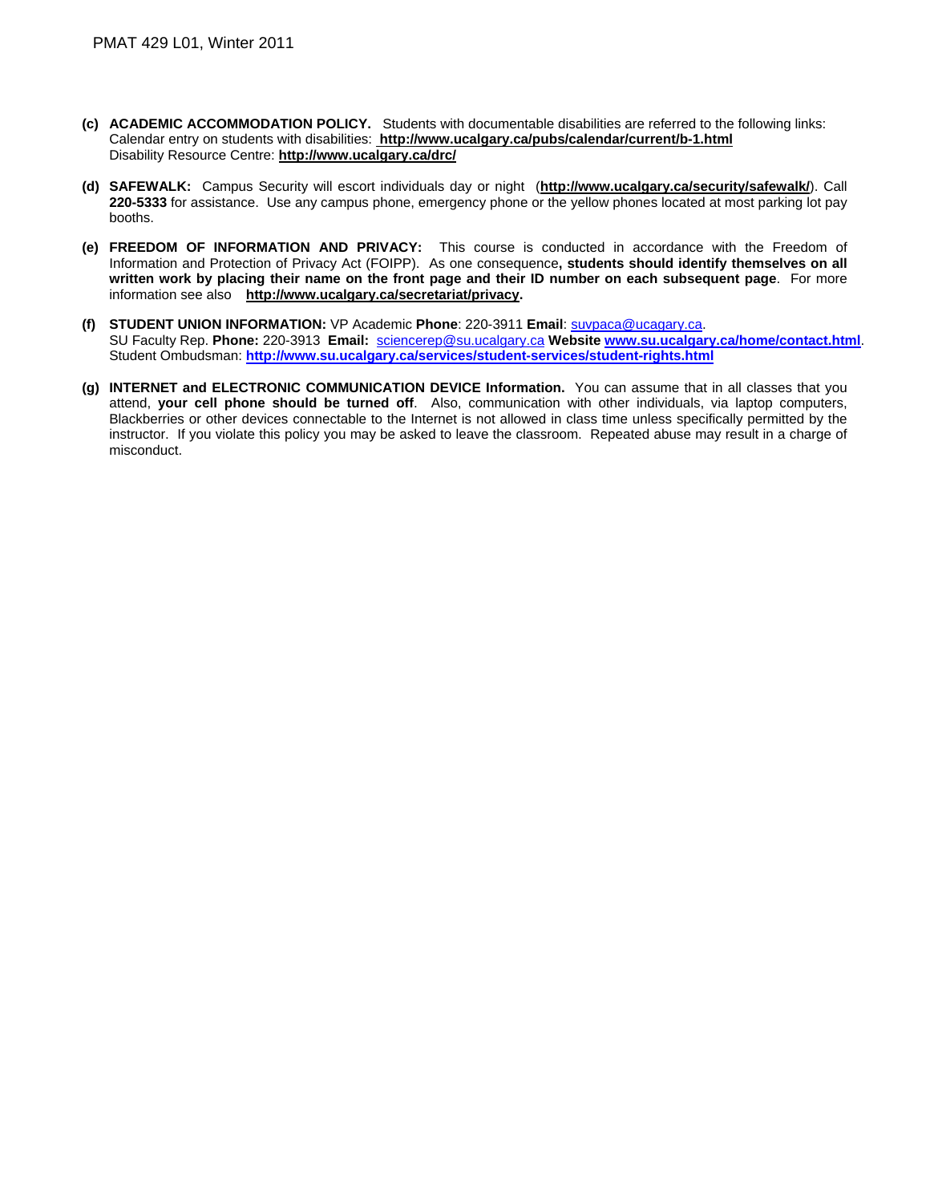**(c) ACADEMIC ACCOMMODATION POLICY.** Students with documentable disabilities are referred to the following links: Calendar entry on students with disabilities: **http://www.ucalgary.ca/pubs/calendar/current/b-1.html** Disability Resource Centre: **http://www.ucalgary.ca/drc/**

**(d) SAFEWALK:** Campus Security will escort individuals day or night (**http://www.ucalgary.ca/security/safewalk/**). Call **220-5333** for assistance. Use any campus phone, emergency phone or the yellow phones located at most parking lot pay booths.

**(e) FREEDOM OF INFORMATION AND PRIVACY:** This course is conducted in accordance with the Freedom of Information and Protection of Privacy Act (FOIPP). As one consequence**, students should identify themselves on all written work by placing their name on the front page and their ID number on each subsequent page**. For more information see also **http://www.ucalgary.ca/secretariat/privacy.**

**(f) STUDENT UNION INFORMATION:** VP Academic **Phone**: 220-3911 **Email**: suvpaca@ucagary.ca. SU Faculty Rep. **Phone:** 220-3913 **Email:** sciencerep@su.ucalgary.ca **Website** **www.su.ucalgary.ca/home/contact.html**. Student Ombudsman: **http://www.su.ucalgary.ca/services/student-services/student-rights.html**

**(g) INTERNET and ELECTRONIC COMMUNICATION DEVICE Information.** You can assume that in all classes that you attend, **your cell phone should be turned off**. Also, communication with other individuals, via laptop computers, Blackberries or other devices connectable to the Internet is not allowed in class time unless specifically permitted by the instructor. If you violate this policy you may be asked to leave the classroom. Repeated abuse may result in a charge of misconduct.